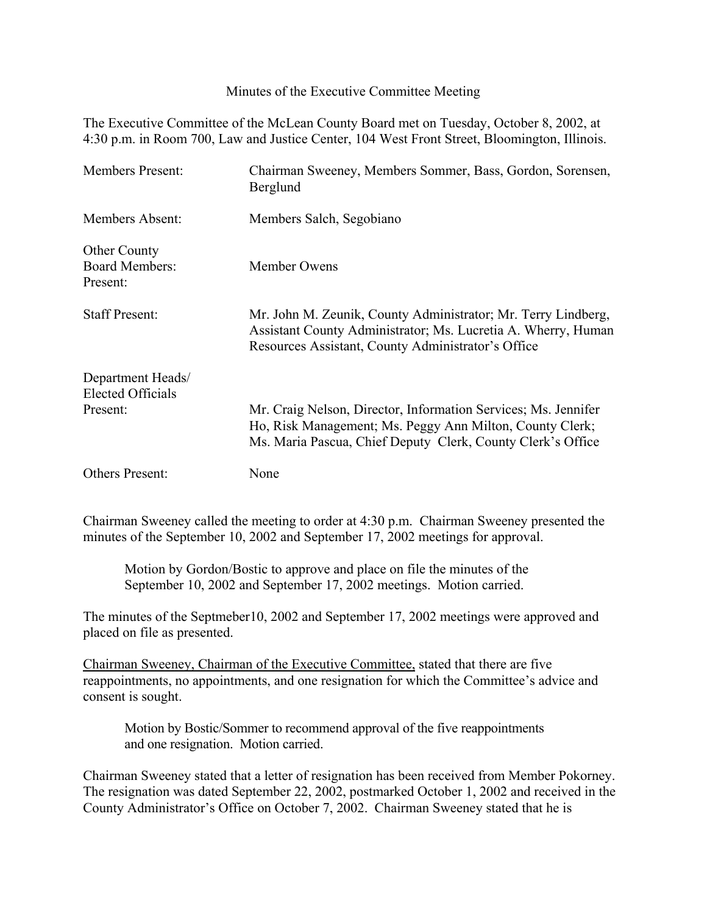Minutes of the Executive Committee Meeting

The Executive Committee of the McLean County Board met on Tuesday, October 8, 2002, at 4:30 p.m. in Room 700, Law and Justice Center, 104 West Front Street, Bloomington, Illinois.

| | |
|---|---|
| Members Present: | Chairman Sweeney, Members Sommer, Bass, Gordon, Sorensen, Berglund |
| Members Absent: | Members Salch, Segobiano |
| Other County Board Members: Present: | Member Owens |
| Staff Present: | Mr. John M. Zeunik, County Administrator; Mr. Terry Lindberg, Assistant County Administrator; Ms. Lucretia A. Wherry, Human Resources Assistant, County Administrator's Office |
| Department Heads/ Elected Officials Present: | Mr. Craig Nelson, Director, Information Services; Ms. Jennifer Ho, Risk Management; Ms. Peggy Ann Milton, County Clerk; Ms. Maria Pascua, Chief Deputy Clerk, County Clerk's Office |
| Others Present: | None |

Chairman Sweeney called the meeting to order at 4:30 p.m. Chairman Sweeney presented the minutes of the September 10, 2002 and September 17, 2002 meetings for approval.

> Motion by Gordon/Bostic to approve and place on file the minutes of the September 10, 2002 and September 17, 2002 meetings. Motion carried.

The minutes of the Septmeber10, 2002 and September 17, 2002 meetings were approved and placed on file as presented.

Chairman Sweeney, Chairman of the Executive Committee, stated that there are five reappointments, no appointments, and one resignation for which the Committee's advice and consent is sought.

> Motion by Bostic/Sommer to recommend approval of the five reappointments and one resignation. Motion carried.

Chairman Sweeney stated that a letter of resignation has been received from Member Pokorney. The resignation was dated September 22, 2002, postmarked October 1, 2002 and received in the County Administrator's Office on October 7, 2002. Chairman Sweeney stated that he is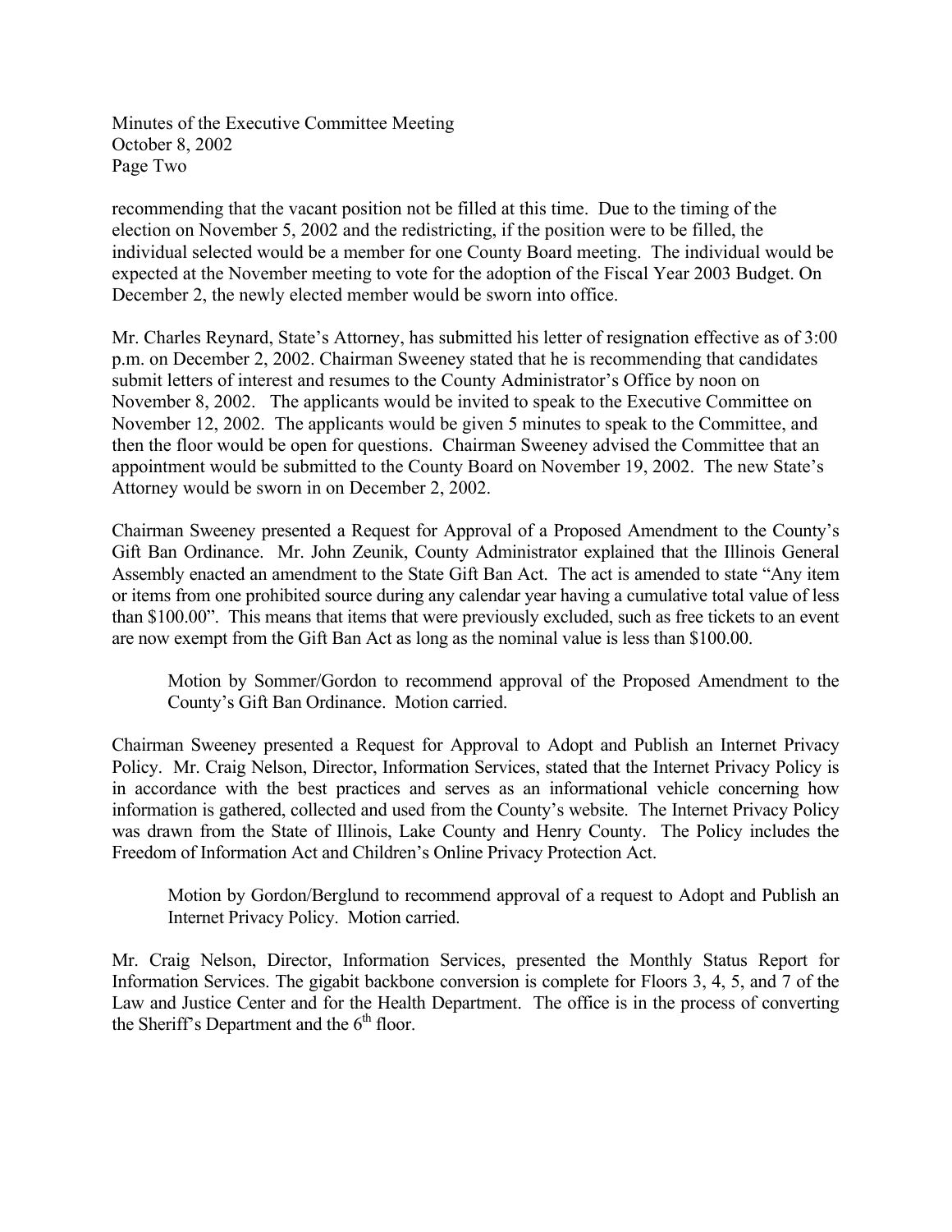recommending that the vacant position not be filled at this time. Due to the timing of the election on November 5, 2002 and the redistricting, if the position were to be filled, the individual selected would be a member for one County Board meeting. The individual would be expected at the November meeting to vote for the adoption of the Fiscal Year 2003 Budget. On December 2, the newly elected member would be sworn into office.

Mr. Charles Reynard, State's Attorney, has submitted his letter of resignation effective as of 3:00 p.m. on December 2, 2002. Chairman Sweeney stated that he is recommending that candidates submit letters of interest and resumes to the County Administrator's Office by noon on November 8, 2002. The applicants would be invited to speak to the Executive Committee on November 12, 2002. The applicants would be given 5 minutes to speak to the Committee, and then the floor would be open for questions. Chairman Sweeney advised the Committee that an appointment would be submitted to the County Board on November 19, 2002. The new State's Attorney would be sworn in on December 2, 2002.

Chairman Sweeney presented a Request for Approval of a Proposed Amendment to the County's Gift Ban Ordinance. Mr. John Zeunik, County Administrator explained that the Illinois General Assembly enacted an amendment to the State Gift Ban Act. The act is amended to state "Any item or items from one prohibited source during any calendar year having a cumulative total value of less than \$100.00". This means that items that were previously excluded, such as free tickets to an event are now exempt from the Gift Ban Act as long as the nominal value is less than \$100.00.

> Motion by Sommer/Gordon to recommend approval of the Proposed Amendment to the County's Gift Ban Ordinance. Motion carried.

Chairman Sweeney presented a Request for Approval to Adopt and Publish an Internet Privacy Policy. Mr. Craig Nelson, Director, Information Services, stated that the Internet Privacy Policy is in accordance with the best practices and serves as an informational vehicle concerning how information is gathered, collected and used from the County's website. The Internet Privacy Policy was drawn from the State of Illinois, Lake County and Henry County. The Policy includes the Freedom of Information Act and Children's Online Privacy Protection Act.

> Motion by Gordon/Berglund to recommend approval of a request to Adopt and Publish an Internet Privacy Policy. Motion carried.

Mr. Craig Nelson, Director, Information Services, presented the Monthly Status Report for Information Services. The gigabit backbone conversion is complete for Floors 3, 4, 5, and 7 of the Law and Justice Center and for the Health Department. The office is in the process of converting the Sheriff's Department and the 6th floor.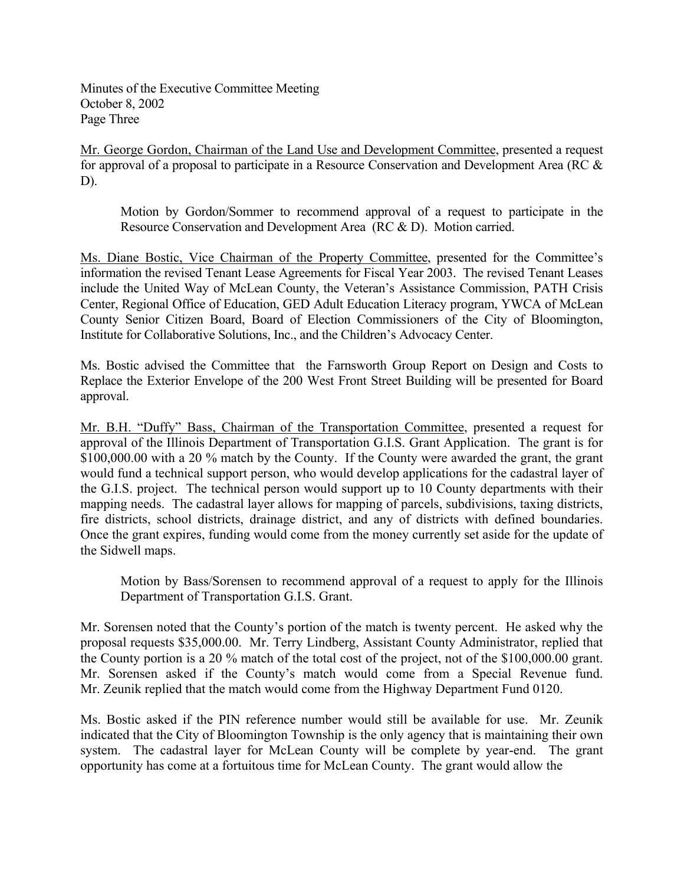Mr. George Gordon, Chairman of the Land Use and Development Committee, presented a request for approval of a proposal to participate in a Resource Conservation and Development Area (RC & D).

> Motion by Gordon/Sommer to recommend approval of a request to participate in the Resource Conservation and Development Area (RC & D). Motion carried.

Ms. Diane Bostic, Vice Chairman of the Property Committee, presented for the Committee's information the revised Tenant Lease Agreements for Fiscal Year 2003. The revised Tenant Leases include the United Way of McLean County, the Veteran's Assistance Commission, PATH Crisis Center, Regional Office of Education, GED Adult Education Literacy program, YWCA of McLean County Senior Citizen Board, Board of Election Commissioners of the City of Bloomington, Institute for Collaborative Solutions, Inc., and the Children's Advocacy Center.

Ms. Bostic advised the Committee that the Farnsworth Group Report on Design and Costs to Replace the Exterior Envelope of the 200 West Front Street Building will be presented for Board approval.

Mr. B.H. "Duffy" Bass, Chairman of the Transportation Committee, presented a request for approval of the Illinois Department of Transportation G.I.S. Grant Application. The grant is for $100,000.00 with a 20 % match by the County. If the County were awarded the grant, the grant would fund a technical support person, who would develop applications for the cadastral layer of the G.I.S. project. The technical person would support up to 10 County departments with their mapping needs. The cadastral layer allows for mapping of parcels, subdivisions, taxing districts, fire districts, school districts, drainage district, and any of districts with defined boundaries. Once the grant expires, funding would come from the money currently set aside for the update of the Sidwell maps.

> Motion by Bass/Sorensen to recommend approval of a request to apply for the Illinois Department of Transportation G.I.S. Grant.

Mr. Sorensen noted that the County's portion of the match is twenty percent. He asked why the proposal requests $35,000.00. Mr. Terry Lindberg, Assistant County Administrator, replied that the County portion is a 20 % match of the total cost of the project, not of the $100,000.00 grant. Mr. Sorensen asked if the County's match would come from a Special Revenue fund. Mr. Zeunik replied that the match would come from the Highway Department Fund 0120.

Ms. Bostic asked if the PIN reference number would still be available for use. Mr. Zeunik indicated that the City of Bloomington Township is the only agency that is maintaining their own system. The cadastral layer for McLean County will be complete by year-end. The grant opportunity has come at a fortuitous time for McLean County. The grant would allow the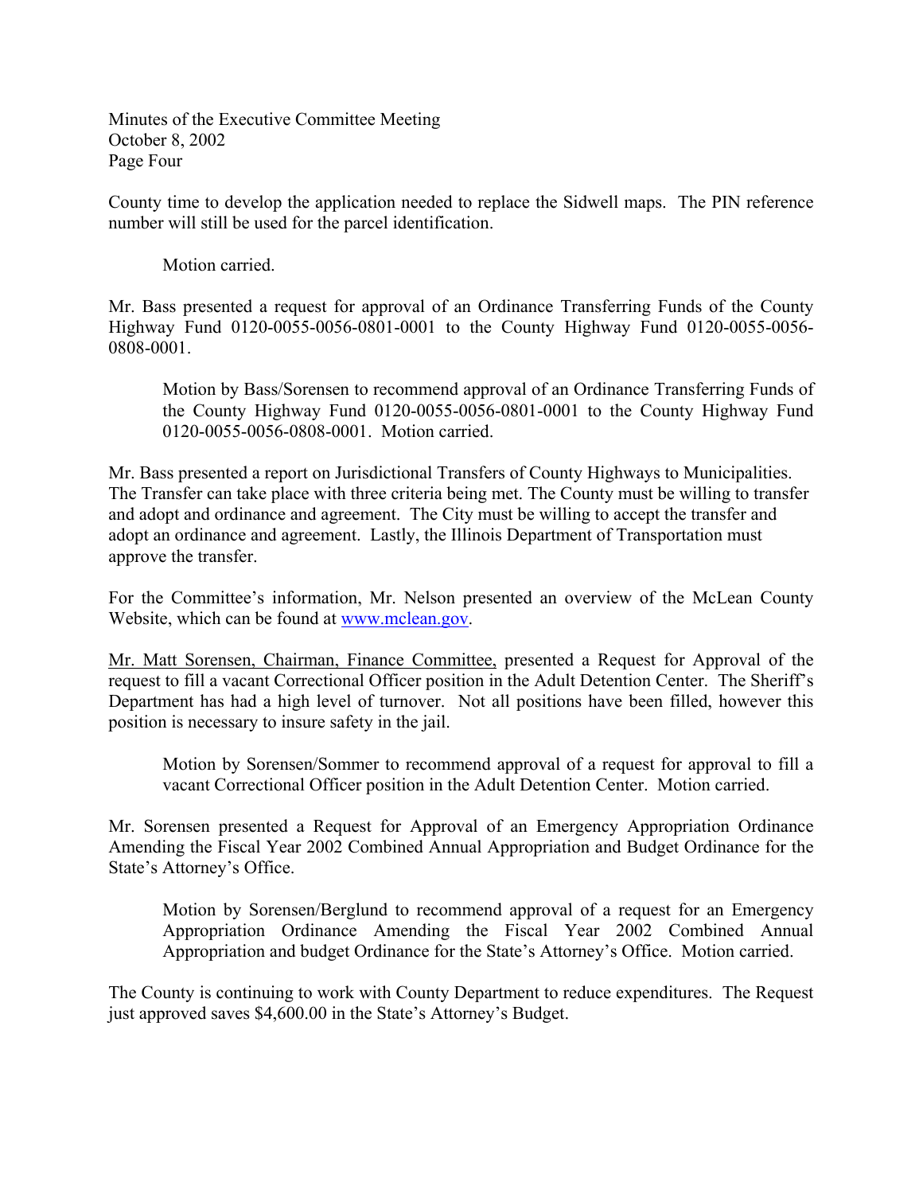County time to develop the application needed to replace the Sidwell maps. The PIN reference number will still be used for the parcel identification.

Motion carried.

Mr. Bass presented a request for approval of an Ordinance Transferring Funds of the County Highway Fund 0120-0055-0056-0801-0001 to the County Highway Fund 0120-0055-0056-0808-0001.

> Motion by Bass/Sorensen to recommend approval of an Ordinance Transferring Funds of the County Highway Fund 0120-0055-0056-0801-0001 to the County Highway Fund 0120-0055-0056-0808-0001. Motion carried.

Mr. Bass presented a report on Jurisdictional Transfers of County Highways to Municipalities. The Transfer can take place with three criteria being met. The County must be willing to transfer and adopt and ordinance and agreement. The City must be willing to accept the transfer and adopt an ordinance and agreement. Lastly, the Illinois Department of Transportation must approve the transfer.

For the Committee's information, Mr. Nelson presented an overview of the McLean County Website, which can be found at [www.mclean.gov](http://www.mclean.gov).

<u>Mr. Matt Sorensen, Chairman, Finance Committee,</u> presented a Request for Approval of the request to fill a vacant Correctional Officer position in the Adult Detention Center. The Sheriff's Department has had a high level of turnover. Not all positions have been filled, however this position is necessary to insure safety in the jail.

> Motion by Sorensen/Sommer to recommend approval of a request for approval to fill a vacant Correctional Officer position in the Adult Detention Center. Motion carried.

Mr. Sorensen presented a Request for Approval of an Emergency Appropriation Ordinance Amending the Fiscal Year 2002 Combined Annual Appropriation and Budget Ordinance for the State's Attorney's Office.

> Motion by Sorensen/Berglund to recommend approval of a request for an Emergency Appropriation Ordinance Amending the Fiscal Year 2002 Combined Annual Appropriation and budget Ordinance for the State's Attorney's Office. Motion carried.

The County is continuing to work with County Department to reduce expenditures. The Request just approved saves $4,600.00 in the State's Attorney's Budget.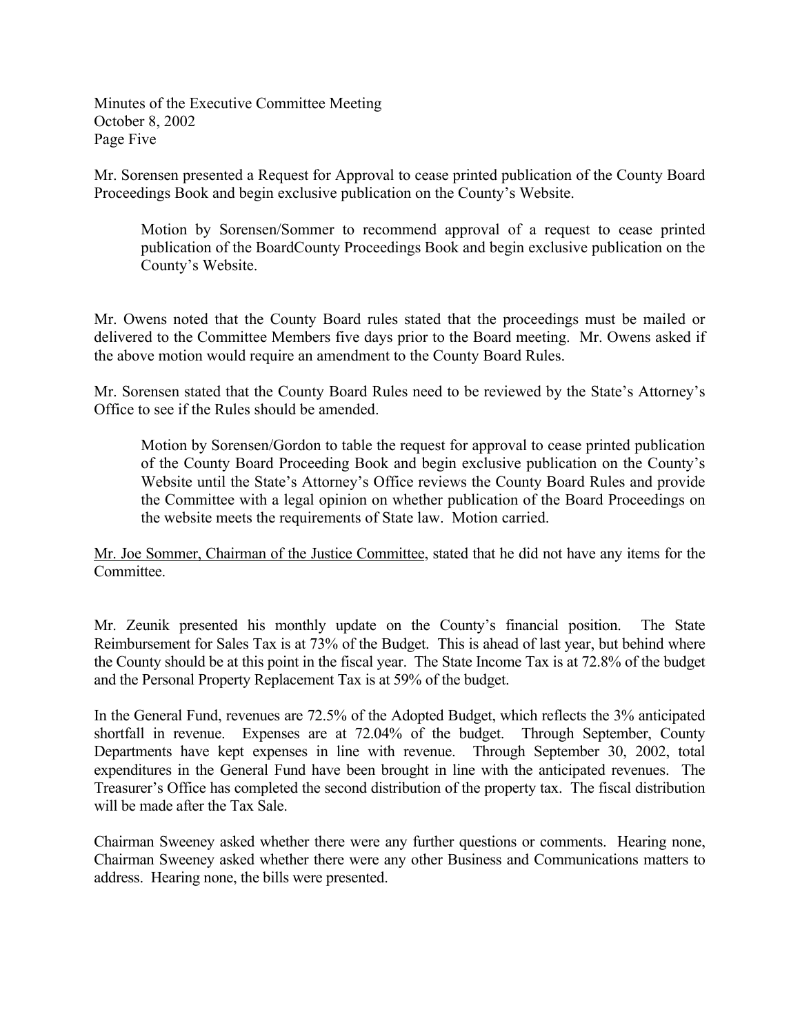Minutes of the Executive Committee Meeting
October 8, 2002
Page Five

Mr. Sorensen presented a Request for Approval to cease printed publication of the County Board Proceedings Book and begin exclusive publication on the County's Website.

> Motion by Sorensen/Sommer to recommend approval of a request to cease printed publication of the BoardCounty Proceedings Book and begin exclusive publication on the County's Website.

Mr. Owens noted that the County Board rules stated that the proceedings must be mailed or delivered to the Committee Members five days prior to the Board meeting. Mr. Owens asked if the above motion would require an amendment to the County Board Rules.

Mr. Sorensen stated that the County Board Rules need to be reviewed by the State's Attorney's Office to see if the Rules should be amended.

> Motion by Sorensen/Gordon to table the request for approval to cease printed publication of the County Board Proceeding Book and begin exclusive publication on the County's Website until the State's Attorney's Office reviews the County Board Rules and provide the Committee with a legal opinion on whether publication of the Board Proceedings on the website meets the requirements of State law. Motion carried.

<u>Mr. Joe Sommer, Chairman of the Justice Committee</u>, stated that he did not have any items for the Committee.

Mr. Zeunik presented his monthly update on the County's financial position. The State Reimbursement for Sales Tax is at 73% of the Budget. This is ahead of last year, but behind where the County should be at this point in the fiscal year. The State Income Tax is at 72.8% of the budget and the Personal Property Replacement Tax is at 59% of the budget.

In the General Fund, revenues are 72.5% of the Adopted Budget, which reflects the 3% anticipated shortfall in revenue. Expenses are at 72.04% of the budget. Through September, County Departments have kept expenses in line with revenue. Through September 30, 2002, total expenditures in the General Fund have been brought in line with the anticipated revenues. The Treasurer's Office has completed the second distribution of the property tax. The fiscal distribution will be made after the Tax Sale.

Chairman Sweeney asked whether there were any further questions or comments. Hearing none, Chairman Sweeney asked whether there were any other Business and Communications matters to address. Hearing none, the bills were presented.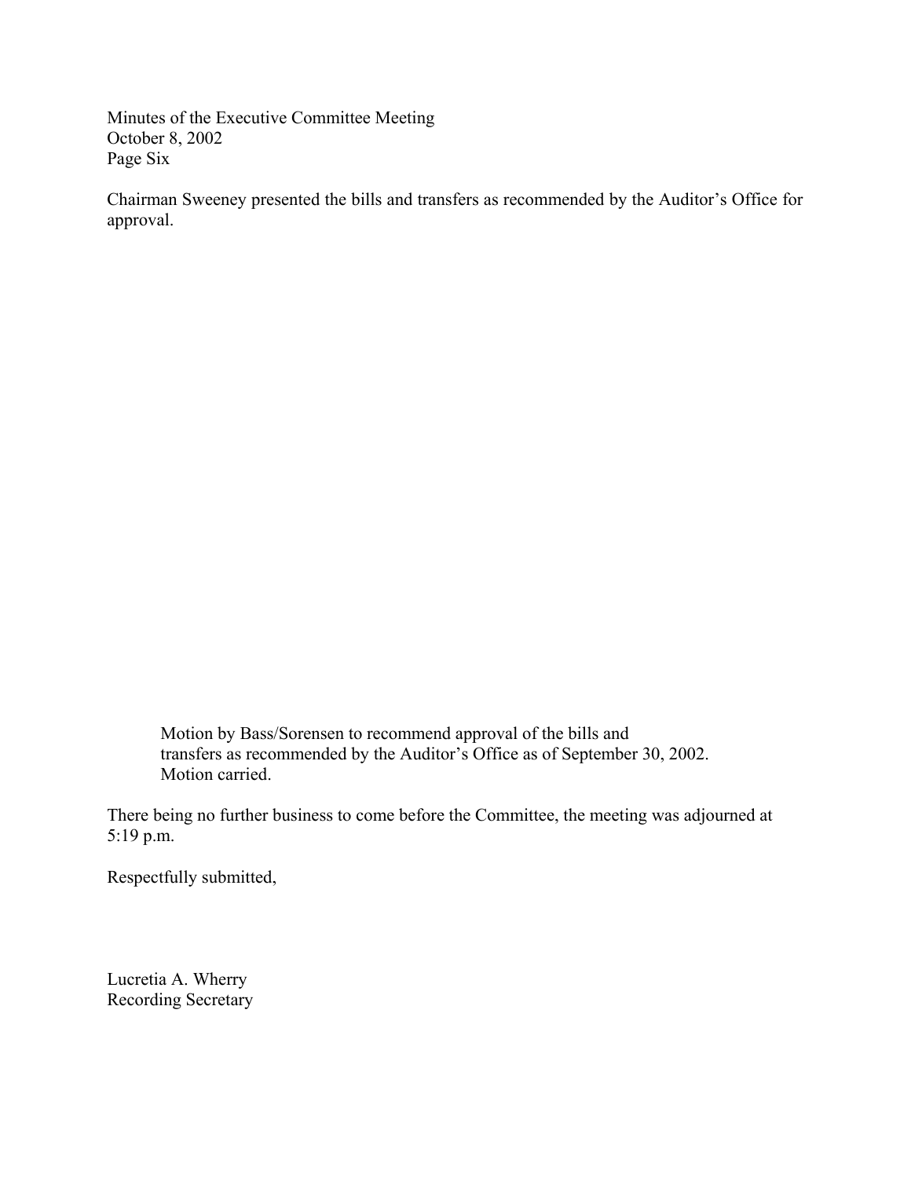Chairman Sweeney presented the bills and transfers as recommended by the Auditor's Office for approval.

> Motion by Bass/Sorensen to recommend approval of the bills and transfers as recommended by the Auditor's Office as of September 30, 2002. Motion carried.

There being no further business to come before the Committee, the meeting was adjourned at 5:19 p.m.

Respectfully submitted,

Lucretia A. Wherry
Recording Secretary